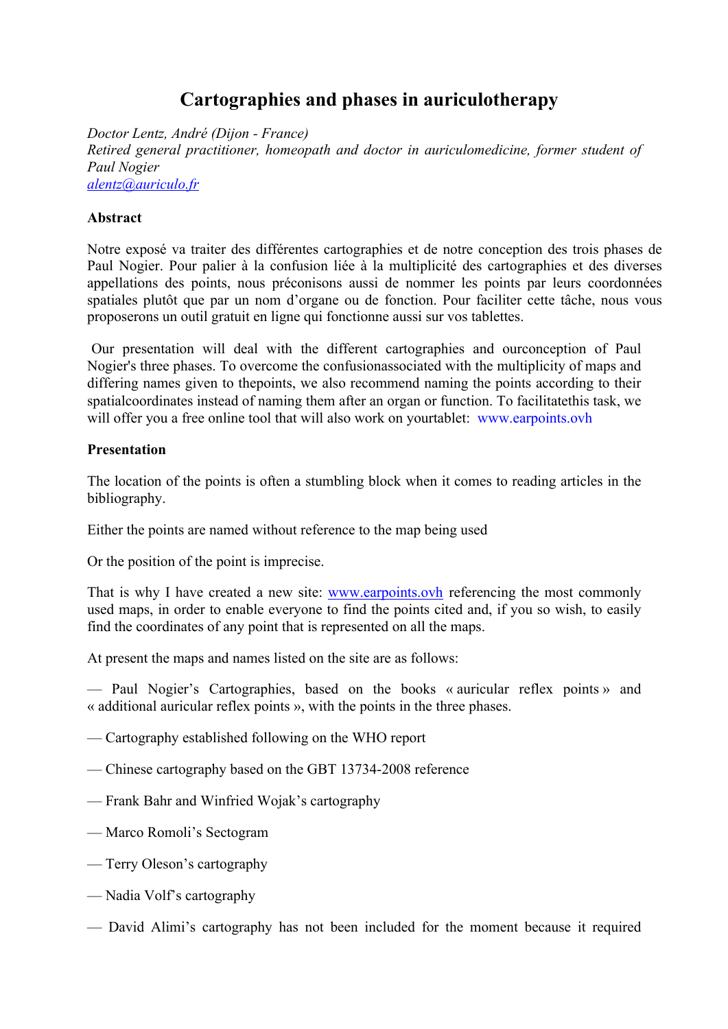# Cartographies and phases in auriculotherapy

*Doctor Lentz, André (Dijon - France)*
*Retired general practitioner, homeopath and doctor in auriculomedicine, former student of Paul Nogier*
*alentz@auriculo.fr*

**Abstract**

Notre exposé va traiter des différentes cartographies et de notre conception des trois phases de Paul Nogier. Pour palier à la confusion liée à la multiplicité des cartographies et des diverses appellations des points, nous préconisons aussi de nommer les points par leurs coordonnées spatiales plutôt que par un nom d'organe ou de fonction. Pour faciliter cette tâche, nous vous proposerons un outil gratuit en ligne qui fonctionne aussi sur vos tablettes.

Our presentation will deal with the different cartographies and ourconception of Paul Nogier's three phases. To overcome the confusionassociated with the multiplicity of maps and differing names given to thepoints, we also recommend naming the points according to their spatialcoordinates instead of naming them after an organ or function. To facilitatethis task, we will offer you a free online tool that will also work on yourtablet: www.earpoints.ovh

**Presentation**

The location of the points is often a stumbling block when it comes to reading articles in the bibliography.

Either the points are named without reference to the map being used

Or the position of the point is imprecise.

That is why I have created a new site: www.earpoints.ovh referencing the most commonly used maps, in order to enable everyone to find the points cited and, if you so wish, to easily find the coordinates of any point that is represented on all the maps.

At present the maps and names listed on the site are as follows:

— Paul Nogier's Cartographies, based on the books « auricular reflex points » and « additional auricular reflex points », with the points in the three phases.

— Cartography established following on the WHO report

— Chinese cartography based on the GBT 13734-2008 reference

— Frank Bahr and Winfried Wojak's cartography

— Marco Romoli's Sectogram

— Terry Oleson's cartography

— Nadia Volf's cartography

— David Alimi's cartography has not been included for the moment because it required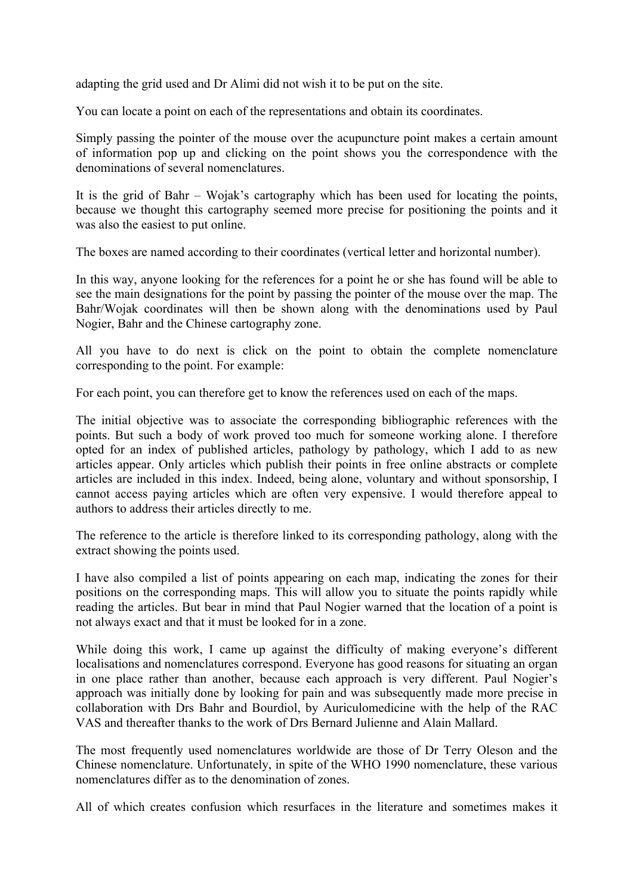adapting the grid used and Dr Alimi did not wish it to be put on the site.

You can locate a point on each of the representations and obtain its coordinates.

Simply passing the pointer of the mouse over the acupuncture point makes a certain amount of information pop up and clicking on the point shows you the correspondence with the denominations of several nomenclatures.

It is the grid of Bahr – Wojak's cartography which has been used for locating the points, because we thought this cartography seemed more precise for positioning the points and it was also the easiest to put online.

The boxes are named according to their coordinates (vertical letter and horizontal number).

In this way, anyone looking for the references for a point he or she has found will be able to see the main designations for the point by passing the pointer of the mouse over the map. The Bahr/Wojak coordinates will then be shown along with the denominations used by Paul Nogier, Bahr and the Chinese cartography zone.

All you have to do next is click on the point to obtain the complete nomenclature corresponding to the point. For example:

For each point, you can therefore get to know the references used on each of the maps.

The initial objective was to associate the corresponding bibliographic references with the points. But such a body of work proved too much for someone working alone. I therefore opted for an index of published articles, pathology by pathology, which I add to as new articles appear. Only articles which publish their points in free online abstracts or complete articles are included in this index. Indeed, being alone, voluntary and without sponsorship, I cannot access paying articles which are often very expensive. I would therefore appeal to authors to address their articles directly to me.

The reference to the article is therefore linked to its corresponding pathology, along with the extract showing the points used.

I have also compiled a list of points appearing on each map, indicating the zones for their positions on the corresponding maps. This will allow you to situate the points rapidly while reading the articles. But bear in mind that Paul Nogier warned that the location of a point is not always exact and that it must be looked for in a zone.

While doing this work, I came up against the difficulty of making everyone's different localisations and nomenclatures correspond. Everyone has good reasons for situating an organ in one place rather than another, because each approach is very different. Paul Nogier's approach was initially done by looking for pain and was subsequently made more precise in collaboration with Drs Bahr and Bourdiol, by Auriculomedicine with the help of the RAC VAS and thereafter thanks to the work of Drs Bernard Julienne and Alain Mallard.

The most frequently used nomenclatures worldwide are those of Dr Terry Oleson and the Chinese nomenclature. Unfortunately, in spite of the WHO 1990 nomenclature, these various nomenclatures differ as to the denomination of zones.

All of which creates confusion which resurfaces in the literature and sometimes makes it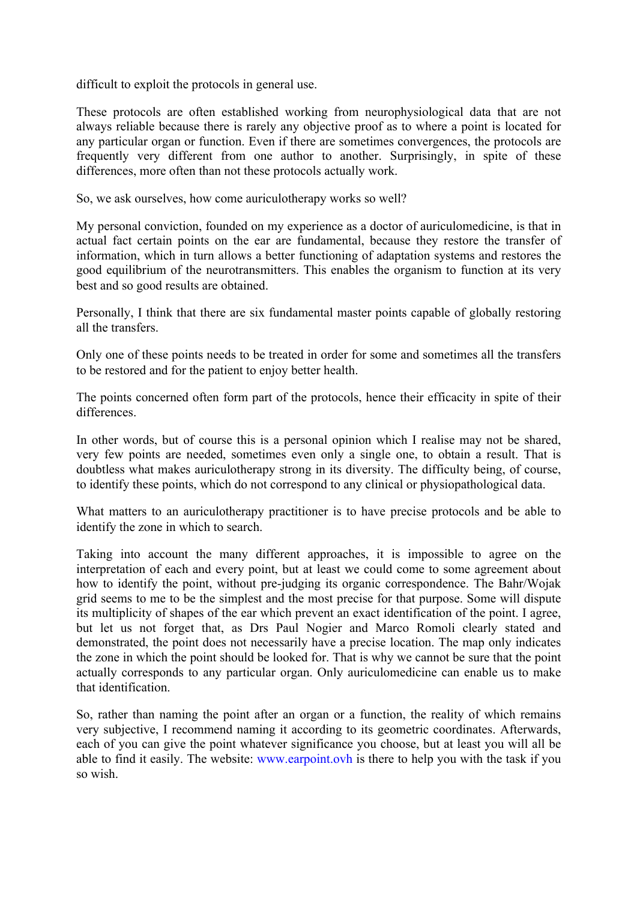difficult to exploit the protocols in general use.

These protocols are often established working from neurophysiological data that are not always reliable because there is rarely any objective proof as to where a point is located for any particular organ or function. Even if there are sometimes convergences, the protocols are frequently very different from one author to another. Surprisingly, in spite of these differences, more often than not these protocols actually work.

So, we ask ourselves, how come auriculotherapy works so well?

My personal conviction, founded on my experience as a doctor of auriculomedicine, is that in actual fact certain points on the ear are fundamental, because they restore the transfer of information, which in turn allows a better functioning of adaptation systems and restores the good equilibrium of the neurotransmitters. This enables the organism to function at its very best and so good results are obtained.

Personally, I think that there are six fundamental master points capable of globally restoring all the transfers.

Only one of these points needs to be treated in order for some and sometimes all the transfers to be restored and for the patient to enjoy better health.

The points concerned often form part of the protocols, hence their efficacity in spite of their differences.

In other words, but of course this is a personal opinion which I realise may not be shared, very few points are needed, sometimes even only a single one, to obtain a result. That is doubtless what makes auriculotherapy strong in its diversity. The difficulty being, of course, to identify these points, which do not correspond to any clinical or physiopathological data.

What matters to an auriculotherapy practitioner is to have precise protocols and be able to identify the zone in which to search.

Taking into account the many different approaches, it is impossible to agree on the interpretation of each and every point, but at least we could come to some agreement about how to identify the point, without pre-judging its organic correspondence. The Bahr/Wojak grid seems to me to be the simplest and the most precise for that purpose. Some will dispute its multiplicity of shapes of the ear which prevent an exact identification of the point. I agree, but let us not forget that, as Drs Paul Nogier and Marco Romoli clearly stated and demonstrated, the point does not necessarily have a precise location. The map only indicates the zone in which the point should be looked for. That is why we cannot be sure that the point actually corresponds to any particular organ. Only auriculomedicine can enable us to make that identification.

So, rather than naming the point after an organ or a function, the reality of which remains very subjective, I recommend naming it according to its geometric coordinates. Afterwards, each of you can give the point whatever significance you choose, but at least you will all be able to find it easily. The website: www.earpoint.ovh is there to help you with the task if you so wish.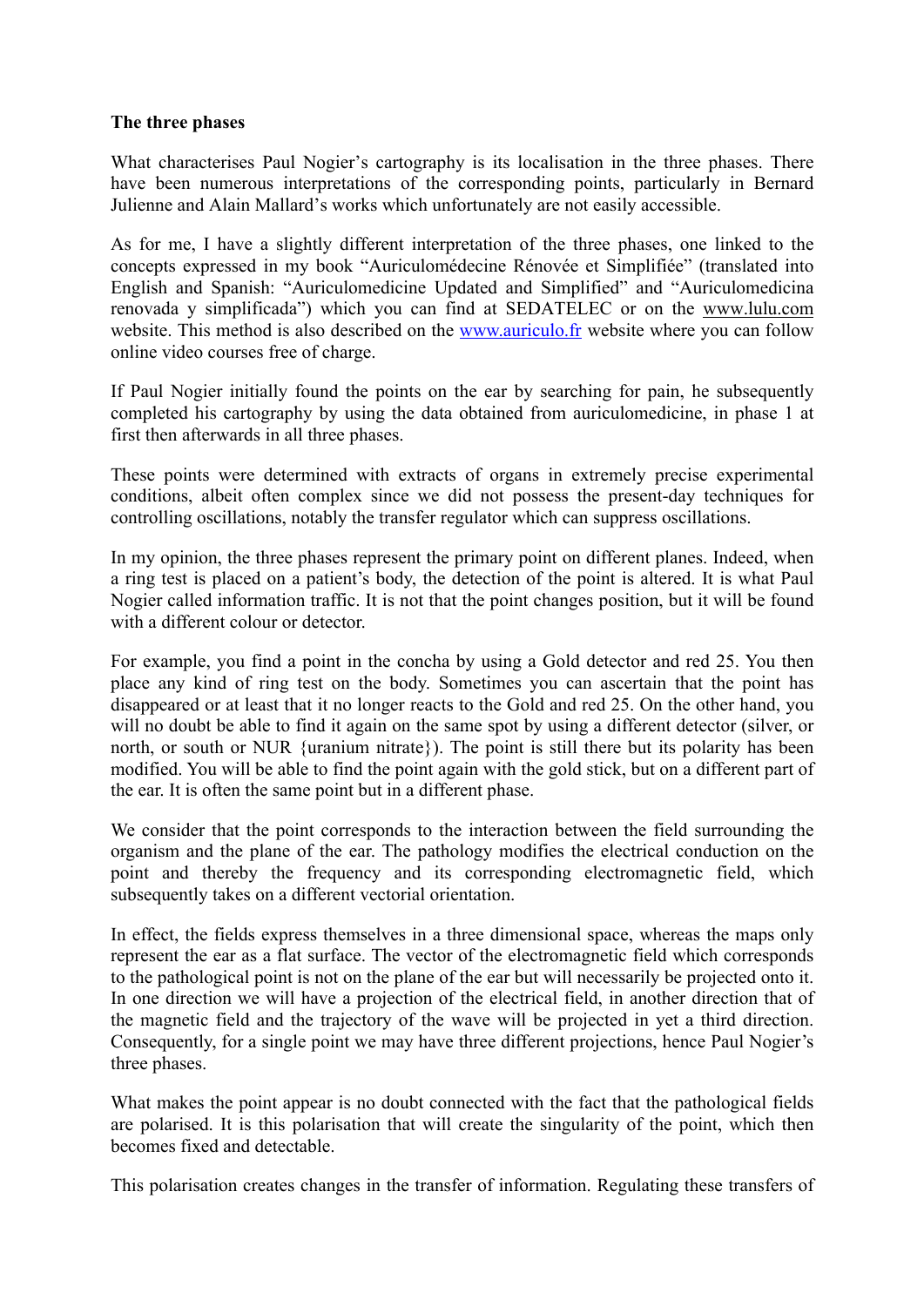**The three phases**

What characterises Paul Nogier's cartography is its localisation in the three phases. There have been numerous interpretations of the corresponding points, particularly in Bernard Julienne and Alain Mallard's works which unfortunately are not easily accessible.

As for me, I have a slightly different interpretation of the three phases, one linked to the concepts expressed in my book "Auriculomédecine Rénovée et Simplifiée" (translated into English and Spanish: "Auriculomedicine Updated and Simplified" and "Auriculomedicina renovada y simplificada") which you can find at SEDATELEC or on the www.lulu.com website. This method is also described on the www.auriculo.fr website where you can follow online video courses free of charge.

If Paul Nogier initially found the points on the ear by searching for pain, he subsequently completed his cartography by using the data obtained from auriculomedicine, in phase 1 at first then afterwards in all three phases.

These points were determined with extracts of organs in extremely precise experimental conditions, albeit often complex since we did not possess the present-day techniques for controlling oscillations, notably the transfer regulator which can suppress oscillations.

In my opinion, the three phases represent the primary point on different planes. Indeed, when a ring test is placed on a patient's body, the detection of the point is altered. It is what Paul Nogier called information traffic. It is not that the point changes position, but it will be found with a different colour or detector.

For example, you find a point in the concha by using a Gold detector and red 25. You then place any kind of ring test on the body. Sometimes you can ascertain that the point has disappeared or at least that it no longer reacts to the Gold and red 25. On the other hand, you will no doubt be able to find it again on the same spot by using a different detector (silver, or north, or south or NUR {uranium nitrate}). The point is still there but its polarity has been modified. You will be able to find the point again with the gold stick, but on a different part of the ear. It is often the same point but in a different phase.

We consider that the point corresponds to the interaction between the field surrounding the organism and the plane of the ear. The pathology modifies the electrical conduction on the point and thereby the frequency and its corresponding electromagnetic field, which subsequently takes on a different vectorial orientation.

In effect, the fields express themselves in a three dimensional space, whereas the maps only represent the ear as a flat surface. The vector of the electromagnetic field which corresponds to the pathological point is not on the plane of the ear but will necessarily be projected onto it. In one direction we will have a projection of the electrical field, in another direction that of the magnetic field and the trajectory of the wave will be projected in yet a third direction. Consequently, for a single point we may have three different projections, hence Paul Nogier's three phases.

What makes the point appear is no doubt connected with the fact that the pathological fields are polarised. It is this polarisation that will create the singularity of the point, which then becomes fixed and detectable.

This polarisation creates changes in the transfer of information. Regulating these transfers of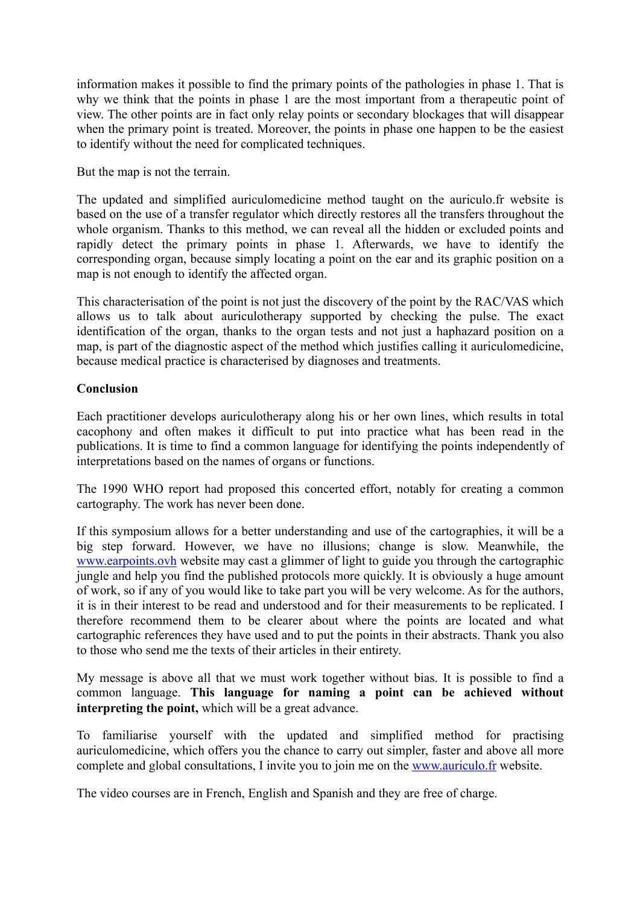information makes it possible to find the primary points of the pathologies in phase 1. That is why we think that the points in phase 1 are the most important from a therapeutic point of view. The other points are in fact only relay points or secondary blockages that will disappear when the primary point is treated. Moreover, the points in phase one happen to be the easiest to identify without the need for complicated techniques.

But the map is not the terrain.

The updated and simplified auriculomedicine method taught on the auriculo.fr website is based on the use of a transfer regulator which directly restores all the transfers throughout the whole organism. Thanks to this method, we can reveal all the hidden or excluded points and rapidly detect the primary points in phase 1. Afterwards, we have to identify the corresponding organ, because simply locating a point on the ear and its graphic position on a map is not enough to identify the affected organ.

This characterisation of the point is not just the discovery of the point by the RAC/VAS which allows us to talk about auriculotherapy supported by checking the pulse. The exact identification of the organ, thanks to the organ tests and not just a haphazard position on a map, is part of the diagnostic aspect of the method which justifies calling it auriculomedicine, because medical practice is characterised by diagnoses and treatments.

**Conclusion**

Each practitioner develops auriculotherapy along his or her own lines, which results in total cacophony and often makes it difficult to put into practice what has been read in the publications. It is time to find a common language for identifying the points independently of interpretations based on the names of organs or functions.

The 1990 WHO report had proposed this concerted effort, notably for creating a common cartography. The work has never been done.

If this symposium allows for a better understanding and use of the cartographies, it will be a big step forward. However, we have no illusions; change is slow. Meanwhile, the [www.earpoints.ovh](http://www.earpoints.ovh) website may cast a glimmer of light to guide you through the cartographic jungle and help you find the published protocols more quickly. It is obviously a huge amount of work, so if any of you would like to take part you will be very welcome. As for the authors, it is in their interest to be read and understood and for their measurements to be replicated. I therefore recommend them to be clearer about where the points are located and what cartographic references they have used and to put the points in their abstracts. Thank you also to those who send me the texts of their articles in their entirety.

My message is above all that we must work together without bias. It is possible to find a common language. **This language for naming a point can be achieved without interpreting the point,** which will be a great advance.

To familiarise yourself with the updated and simplified method for practising auriculomedicine, which offers you the chance to carry out simpler, faster and above all more complete and global consultations, I invite you to join me on the [www.auriculo.fr](http://www.auriculo.fr) website.

The video courses are in French, English and Spanish and they are free of charge.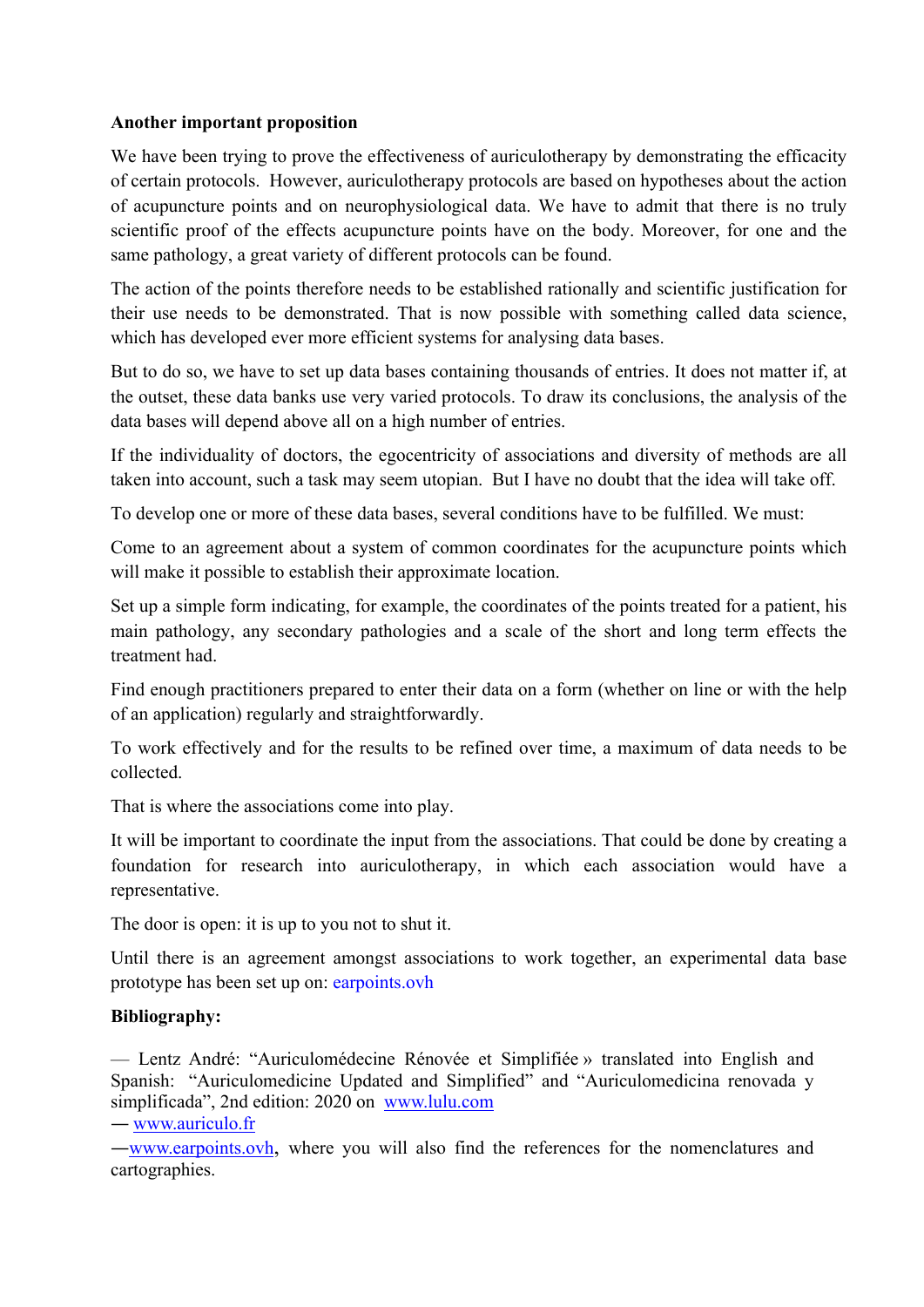**Another important proposition**

We have been trying to prove the effectiveness of auriculotherapy by demonstrating the efficacity of certain protocols. However, auriculotherapy protocols are based on hypotheses about the action of acupuncture points and on neurophysiological data. We have to admit that there is no truly scientific proof of the effects acupuncture points have on the body. Moreover, for one and the same pathology, a great variety of different protocols can be found.

The action of the points therefore needs to be established rationally and scientific justification for their use needs to be demonstrated. That is now possible with something called data science, which has developed ever more efficient systems for analysing data bases.

But to do so, we have to set up data bases containing thousands of entries. It does not matter if, at the outset, these data banks use very varied protocols. To draw its conclusions, the analysis of the data bases will depend above all on a high number of entries.

If the individuality of doctors, the egocentricity of associations and diversity of methods are all taken into account, such a task may seem utopian. But I have no doubt that the idea will take off.

To develop one or more of these data bases, several conditions have to be fulfilled. We must:

Come to an agreement about a system of common coordinates for the acupuncture points which will make it possible to establish their approximate location.

Set up a simple form indicating, for example, the coordinates of the points treated for a patient, his main pathology, any secondary pathologies and a scale of the short and long term effects the treatment had.

Find enough practitioners prepared to enter their data on a form (whether on line or with the help of an application) regularly and straightforwardly.

To work effectively and for the results to be refined over time, a maximum of data needs to be collected.

That is where the associations come into play.

It will be important to coordinate the input from the associations. That could be done by creating a foundation for research into auriculotherapy, in which each association would have a representative.

The door is open: it is up to you not to shut it.

Until there is an agreement amongst associations to work together, an experimental data base prototype has been set up on: earpoints.ovh

**Bibliography:**

— Lentz André: "Auriculomédecine Rénovée et Simplifiée » translated into English and Spanish: "Auriculomedicine Updated and Simplified" and "Auriculomedicina renovada y simplificada", 2nd edition: 2020 on www.lulu.com
— www.auriculo.fr
—www.earpoints.ovh, where you will also find the references for the nomenclatures and cartographies.